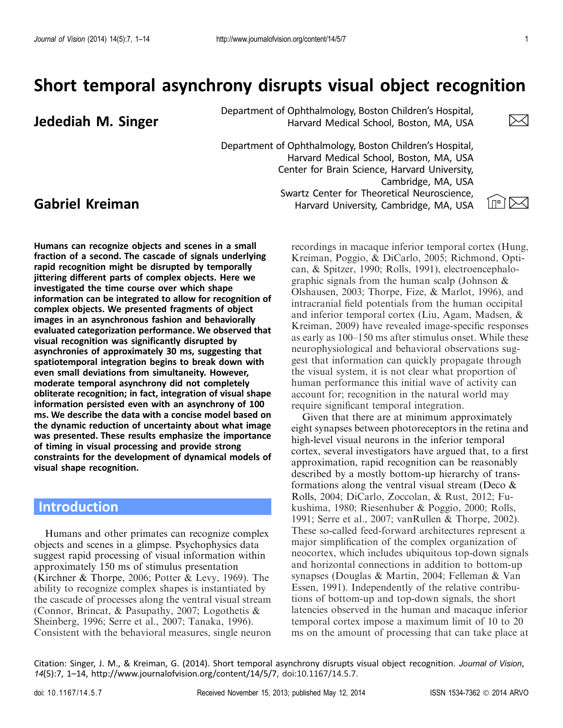# Short temporal asynchrony disrupts visual object recognition

**Jedediah M. Singer**

Department of Ophthalmology, Boston Children's Hospital, Harvard Medical School, Boston, MA, USA

**Gabriel Kreiman**

Department of Ophthalmology, Boston Children's Hospital, Harvard Medical School, Boston, MA, USA
Center for Brain Science, Harvard University, Cambridge, MA, USA
Swartz Center for Theoretical Neuroscience, Harvard University, Cambridge, MA, USA

**Humans can recognize objects and scenes in a small fraction of a second. The cascade of signals underlying rapid recognition might be disrupted by temporally jittering different parts of complex objects. Here we investigated the time course over which shape information can be integrated to allow for recognition of complex objects. We presented fragments of object images in an asynchronous fashion and behaviorally evaluated categorization performance. We observed that visual recognition was significantly disrupted by asynchronies of approximately 30 ms, suggesting that spatiotemporal integration begins to break down with even small deviations from simultaneity. However, moderate temporal asynchrony did not completely obliterate recognition; in fact, integration of visual shape information persisted even with an asynchrony of 100 ms. We describe the data with a concise model based on the dynamic reduction of uncertainty about what image was presented. These results emphasize the importance of timing in visual processing and provide strong constraints for the development of dynamical models of visual shape recognition.**

## Introduction

Humans and other primates can recognize complex objects and scenes in a glimpse. Psychophysics data suggest rapid processing of visual information within approximately 150 ms of stimulus presentation (Kirchner & Thorpe, 2006; Potter & Levy, 1969). The ability to recognize complex shapes is instantiated by the cascade of processes along the ventral visual stream (Connor, Brincat, & Pasupathy, 2007; Logothetis & Sheinberg, 1996; Serre et al., 2007; Tanaka, 1996). Consistent with the behavioral measures, single neuron recordings in macaque inferior temporal cortex (Hung, Kreiman, Poggio, & DiCarlo, 2005; Richmond, Optican, & Spitzer, 1990; Rolls, 1991), electroencephalographic signals from the human scalp (Johnson & Olshausen, 2003; Thorpe, Fize, & Marlot, 1996), and intracranial field potentials from the human occipital and inferior temporal cortex (Liu, Agam, Madsen, & Kreiman, 2009) have revealed image-specific responses as early as 100–150 ms after stimulus onset. While these neurophysiological and behavioral observations suggest that information can quickly propagate through the visual system, it is not clear what proportion of human performance this initial wave of activity can account for; recognition in the natural world may require significant temporal integration.

Given that there are at minimum approximately eight synapses between photoreceptors in the retina and high-level visual neurons in the inferior temporal cortex, several investigators have argued that, to a first approximation, rapid recognition can be reasonably described by a mostly bottom-up hierarchy of transformations along the ventral visual stream (Deco & Rolls, 2004; DiCarlo, Zoccolan, & Rust, 2012; Fukushima, 1980; Riesenhuber & Poggio, 2000; Rolls, 1991; Serre et al., 2007; vanRullen & Thorpe, 2002). These so-called feed-forward architectures represent a major simplification of the complex organization of neocortex, which includes ubiquitous top-down signals and horizontal connections in addition to bottom-up synapses (Douglas & Martin, 2004; Felleman & Van Essen, 1991). Independently of the relative contributions of bottom-up and top-down signals, the short latencies observed in the human and macaque inferior temporal cortex impose a maximum limit of 10 to 20 ms on the amount of processing that can take place at

Citation: Singer, J. M., & Kreiman, G. (2014). Short temporal asynchrony disrupts visual object recognition. *Journal of Vision*, *14*(5):7, 1–14, http://www.journalofvision.org/content/14/5/7, doi:10.1167/14.5.7.

doi: 10.1167/14.5.7 Received November 15, 2013; published May 12, 2014 ISSN 1534-7362 © 2014 ARVO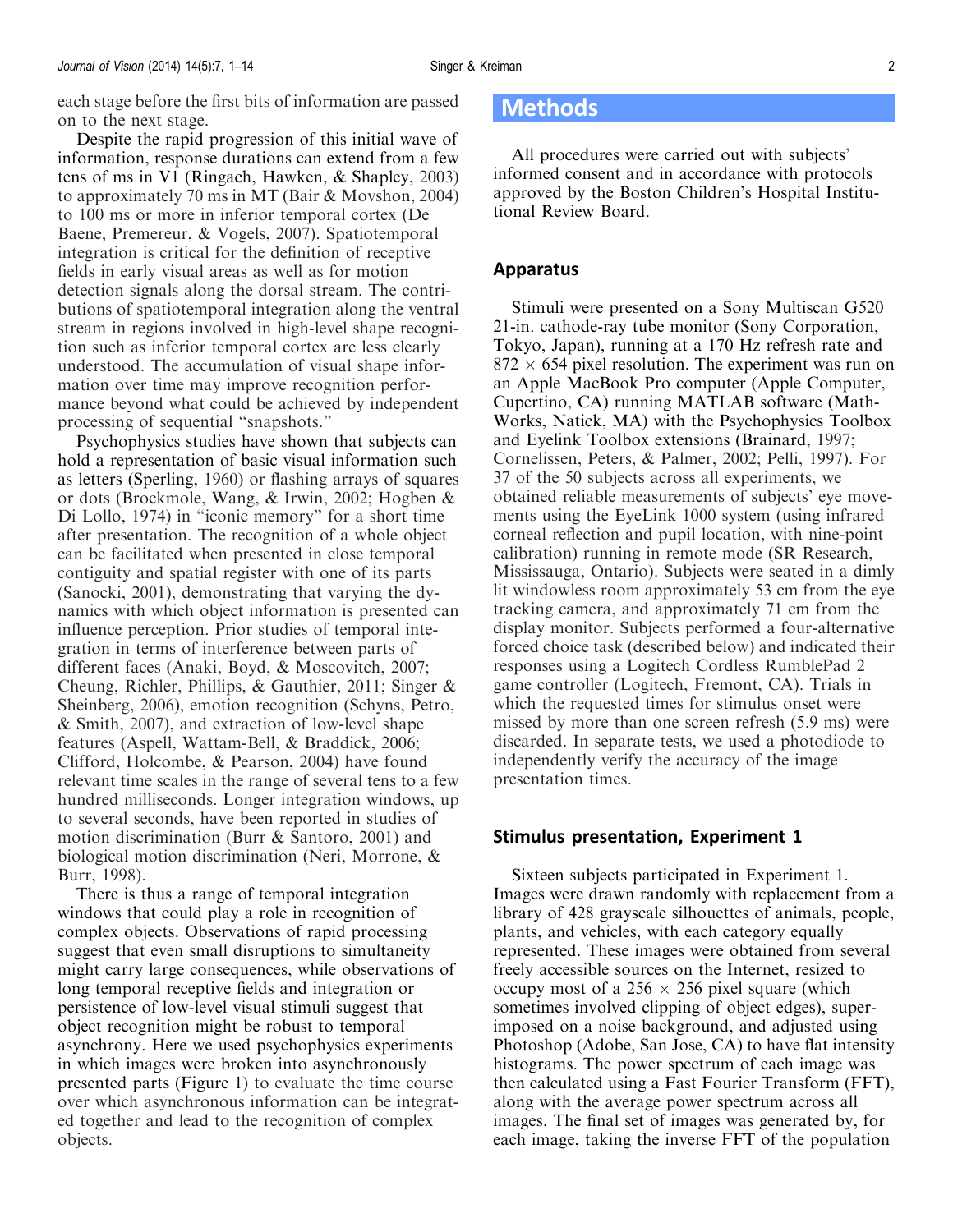each stage before the first bits of information are passed on to the next stage.

Despite the rapid progression of this initial wave of information, response durations can extend from a few tens of ms in V1 (Ringach, Hawken, & Shapley, 2003) to approximately 70 ms in MT (Bair & Movshon, 2004) to 100 ms or more in inferior temporal cortex (De Baene, Premereur, & Vogels, 2007). Spatiotemporal integration is critical for the definition of receptive fields in early visual areas as well as for motion detection signals along the dorsal stream. The contributions of spatiotemporal integration along the ventral stream in regions involved in high-level shape recognition such as inferior temporal cortex are less clearly understood. The accumulation of visual shape information over time may improve recognition performance beyond what could be achieved by independent processing of sequential "snapshots."

Psychophysics studies have shown that subjects can hold a representation of basic visual information such as letters (Sperling, 1960) or flashing arrays of squares or dots (Brockmole, Wang, & Irwin, 2002; Hogben & Di Lollo, 1974) in "iconic memory" for a short time after presentation. The recognition of a whole object can be facilitated when presented in close temporal contiguity and spatial register with one of its parts (Sanocki, 2001), demonstrating that varying the dynamics with which object information is presented can influence perception. Prior studies of temporal integration in terms of interference between parts of different faces (Anaki, Boyd, & Moscovitch, 2007; Cheung, Richler, Phillips, & Gauthier, 2011; Singer & Sheinberg, 2006), emotion recognition (Schyns, Petro, & Smith, 2007), and extraction of low-level shape features (Aspell, Wattam-Bell, & Braddick, 2006; Clifford, Holcombe, & Pearson, 2004) have found relevant time scales in the range of several tens to a few hundred milliseconds. Longer integration windows, up to several seconds, have been reported in studies of motion discrimination (Burr & Santoro, 2001) and biological motion discrimination (Neri, Morrone, & Burr, 1998).

There is thus a range of temporal integration windows that could play a role in recognition of complex objects. Observations of rapid processing suggest that even small disruptions to simultaneity might carry large consequences, while observations of long temporal receptive fields and integration or persistence of low-level visual stimuli suggest that object recognition might be robust to temporal asynchrony. Here we used psychophysics experiments in which images were broken into asynchronously presented parts (Figure 1) to evaluate the time course over which asynchronous information can be integrated together and lead to the recognition of complex objects.

## Methods

All procedures were carried out with subjects' informed consent and in accordance with protocols approved by the Boston Children's Hospital Institutional Review Board.

### Apparatus

Stimuli were presented on a Sony Multiscan G520 21-in. cathode-ray tube monitor (Sony Corporation, Tokyo, Japan), running at a 170 Hz refresh rate and $872 \times 654$ pixel resolution. The experiment was run on an Apple MacBook Pro computer (Apple Computer, Cupertino, CA) running MATLAB software (MathWorks, Natick, MA) with the Psychophysics Toolbox and Eyelink Toolbox extensions (Brainard, 1997; Cornelissen, Peters, & Palmer, 2002; Pelli, 1997). For 37 of the 50 subjects across all experiments, we obtained reliable measurements of subjects' eye movements using the EyeLink 1000 system (using infrared corneal reflection and pupil location, with nine-point calibration) running in remote mode (SR Research, Mississauga, Ontario). Subjects were seated in a dimly lit windowless room approximately 53 cm from the eye tracking camera, and approximately 71 cm from the display monitor. Subjects performed a four-alternative forced choice task (described below) and indicated their responses using a Logitech Cordless RumblePad 2 game controller (Logitech, Fremont, CA). Trials in which the requested times for stimulus onset were missed by more than one screen refresh (5.9 ms) were discarded. In separate tests, we used a photodiode to independently verify the accuracy of the image presentation times.

### Stimulus presentation, Experiment 1

Sixteen subjects participated in Experiment 1. Images were drawn randomly with replacement from a library of 428 grayscale silhouettes of animals, people, plants, and vehicles, with each category equally represented. These images were obtained from several freely accessible sources on the Internet, resized to occupy most of a $256 \times 256$ pixel square (which sometimes involved clipping of object edges), superimposed on a noise background, and adjusted using Photoshop (Adobe, San Jose, CA) to have flat intensity histograms. The power spectrum of each image was then calculated using a Fast Fourier Transform (FFT), along with the average power spectrum across all images. The final set of images was generated by, for each image, taking the inverse FFT of the population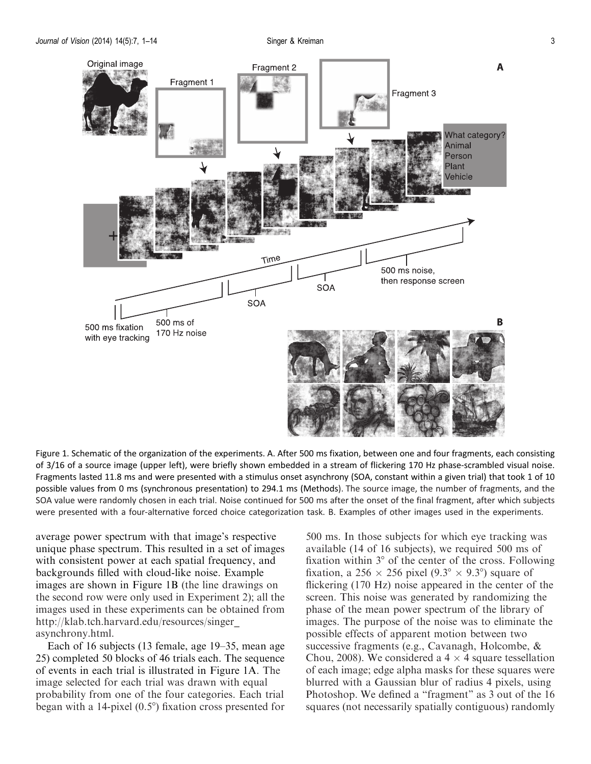Figure 1. Schematic of the organization of the experiments. A. After 500 ms fixation, between one and four fragments, each consisting of 3/16 of a source image (upper left), were briefly shown embedded in a stream of flickering 170 Hz phase-scrambled visual noise. Fragments lasted 11.8 ms and were presented with a stimulus onset asynchrony (SOA, constant within a given trial) that took 1 of 10 possible values from 0 ms (synchronous presentation) to 294.1 ms (Methods). The source image, the number of fragments, and the SOA value were randomly chosen in each trial. Noise continued for 500 ms after the onset of the final fragment, after which subjects were presented with a four-alternative forced choice categorization task. B. Examples of other images used in the experiments.

average power spectrum with that image's respective unique phase spectrum. This resulted in a set of images with consistent power at each spatial frequency, and backgrounds filled with cloud-like noise. Example images are shown in Figure 1B (the line drawings on the second row were only used in Experiment 2); all the images used in these experiments can be obtained from http://klab.tch.harvard.edu/resources/singer_asynchrony.html.

Each of 16 subjects (13 female, age 19–35, mean age 25) completed 50 blocks of 46 trials each. The sequence of events in each trial is illustrated in Figure 1A. The image selected for each trial was drawn with equal probability from one of the four categories. Each trial began with a 14-pixel (0.5°) fixation cross presented for 500 ms. In those subjects for which eye tracking was available (14 of 16 subjects), we required 500 ms of fixation within 3° of the center of the cross. Following fixation, a $256 \times 256$ pixel ($9.3° \times 9.3°$) square of flickering (170 Hz) noise appeared in the center of the screen. This noise was generated by randomizing the phase of the mean power spectrum of the library of images. The purpose of the noise was to eliminate the possible effects of apparent motion between two successive fragments (e.g., Cavanagh, Holcombe, & Chou, 2008). We considered a $4 \times 4$ square tessellation of each image; edge alpha masks for these squares were blurred with a Gaussian blur of radius 4 pixels, using Photoshop. We defined a "fragment" as 3 out of the 16 squares (not necessarily spatially contiguous) randomly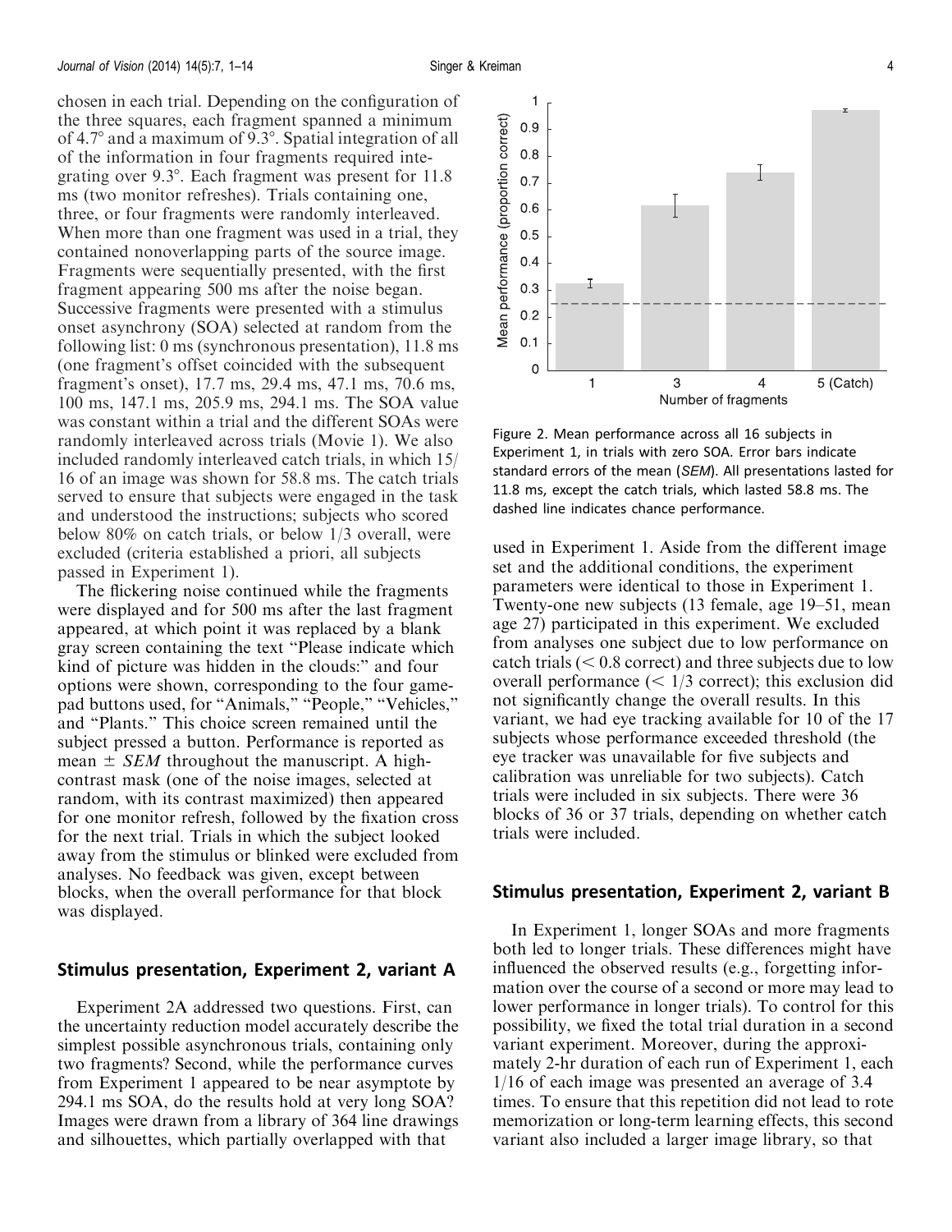chosen in each trial. Depending on the configuration of the three squares, each fragment spanned a minimum of 4.7° and a maximum of 9.3°. Spatial integration of all of the information in four fragments required integrating over 9.3°. Each fragment was present for 11.8 ms (two monitor refreshes). Trials containing one, three, or four fragments were randomly interleaved. When more than one fragment was used in a trial, they contained nonoverlapping parts of the source image. Fragments were sequentially presented, with the first fragment appearing 500 ms after the noise began. Successive fragments were presented with a stimulus onset asynchrony (SOA) selected at random from the following list: 0 ms (synchronous presentation), 11.8 ms (one fragment's offset coincided with the subsequent fragment's onset), 17.7 ms, 29.4 ms, 47.1 ms, 70.6 ms, 100 ms, 147.1 ms, 205.9 ms, 294.1 ms. The SOA value was constant within a trial and the different SOAs were randomly interleaved across trials (Movie 1). We also included randomly interleaved catch trials, in which 15/16 of an image was shown for 58.8 ms. The catch trials served to ensure that subjects were engaged in the task and understood the instructions; subjects who scored below 80% on catch trials, or below 1/3 overall, were excluded (criteria established a priori, all subjects passed in Experiment 1).

The flickering noise continued while the fragments were displayed and for 500 ms after the last fragment appeared, at which point it was replaced by a blank gray screen containing the text "Please indicate which kind of picture was hidden in the clouds:" and four options were shown, corresponding to the four gamepad buttons used, for "Animals," "People," "Vehicles," and "Plants." This choice screen remained until the subject pressed a button. Performance is reported as mean ± *SEM* throughout the manuscript. A high-contrast mask (one of the noise images, selected at random, with its contrast maximized) then appeared for one monitor refresh, followed by the fixation cross for the next trial. Trials in which the subject looked away from the stimulus or blinked were excluded from analyses. No feedback was given, except between blocks, when the overall performance for that block was displayed.

Figure 2. Mean performance across all 16 subjects in Experiment 1, in trials with zero SOA. Error bars indicate standard errors of the mean (*SEM*). All presentations lasted for 11.8 ms, except the catch trials, which lasted 58.8 ms. The dashed line indicates chance performance.

## Stimulus presentation, Experiment 2, variant A

Experiment 2A addressed two questions. First, can the uncertainty reduction model accurately describe the simplest possible asynchronous trials, containing only two fragments? Second, while the performance curves from Experiment 1 appeared to be near asymptote by 294.1 ms SOA, do the results hold at very long SOA? Images were drawn from a library of 364 line drawings and silhouettes, which partially overlapped with that used in Experiment 1. Aside from the different image set and the additional conditions, the experiment parameters were identical to those in Experiment 1. Twenty-one new subjects (13 female, age 19–51, mean age 27) participated in this experiment. We excluded from analyses one subject due to low performance on catch trials (< 0.8 correct) and three subjects due to low overall performance (< 1/3 correct); this exclusion did not significantly change the overall results. In this variant, we had eye tracking available for 10 of the 17 subjects whose performance exceeded threshold (the eye tracker was unavailable for five subjects and calibration was unreliable for two subjects). Catch trials were included in six subjects. There were 36 blocks of 36 or 37 trials, depending on whether catch trials were included.

## Stimulus presentation, Experiment 2, variant B

In Experiment 1, longer SOAs and more fragments both led to longer trials. These differences might have influenced the observed results (e.g., forgetting information over the course of a second or more may lead to lower performance in longer trials). To control for this possibility, we fixed the total trial duration in a second variant experiment. Moreover, during the approximately 2-hr duration of each run of Experiment 1, each 1/16 of each image was presented an average of 3.4 times. To ensure that this repetition did not lead to rote memorization or long-term learning effects, this second variant also included a larger image library, so that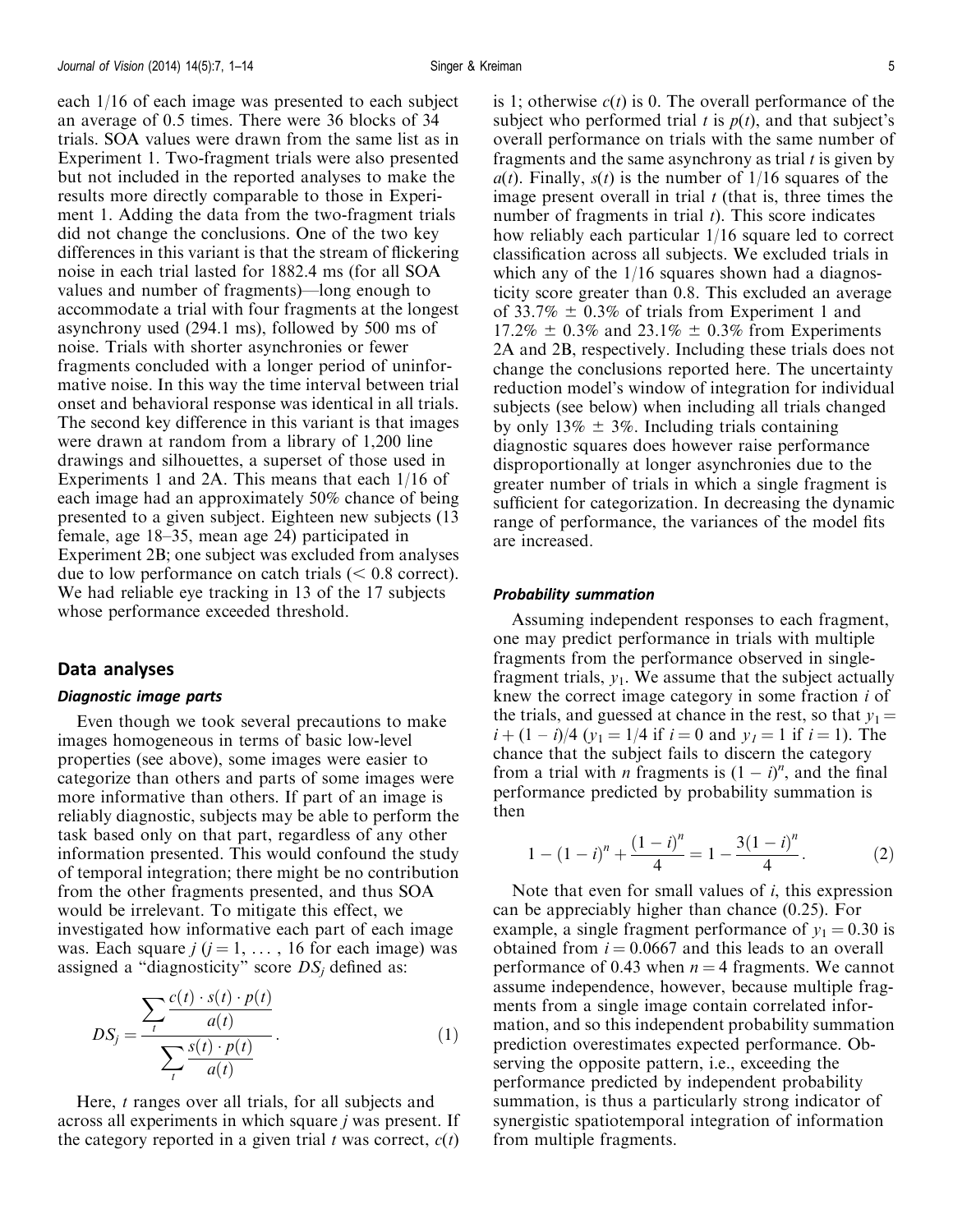each 1/16 of each image was presented to each subject an average of 0.5 times. There were 36 blocks of 34 trials. SOA values were drawn from the same list as in Experiment 1. Two-fragment trials were also presented but not included in the reported analyses to make the results more directly comparable to those in Experiment 1. Adding the data from the two-fragment trials did not change the conclusions. One of the two key differences in this variant is that the stream of flickering noise in each trial lasted for 1882.4 ms (for all SOA values and number of fragments)—long enough to accommodate a trial with four fragments at the longest asynchrony used (294.1 ms), followed by 500 ms of noise. Trials with shorter asynchronies or fewer fragments concluded with a longer period of uninformative noise. In this way the time interval between trial onset and behavioral response was identical in all trials. The second key difference in this variant is that images were drawn at random from a library of 1,200 line drawings and silhouettes, a superset of those used in Experiments 1 and 2A. This means that each 1/16 of each image had an approximately 50% chance of being presented to a given subject. Eighteen new subjects (13 female, age 18–35, mean age 24) participated in Experiment 2B; one subject was excluded from analyses due to low performance on catch trials ($< 0.8$ correct). We had reliable eye tracking in 13 of the 17 subjects whose performance exceeded threshold.

## Data analyses

### *Diagnostic image parts*

Even though we took several precautions to make images homogeneous in terms of basic low-level properties (see above), some images were easier to categorize than others and parts of some images were more informative than others. If part of an image is reliably diagnostic, subjects may be able to perform the task based only on that part, regardless of any other information presented. This would confound the study of temporal integration; there might be no contribution from the other fragments presented, and thus SOA would be irrelevant. To mitigate this effect, we investigated how informative each part of each image was. Each square $j$ ($j = 1, \ldots, 16$ for each image) was assigned a "diagnosticity" score $DS_j$ defined as:

$$DS_j = \frac{\sum_t \frac{c(t) \cdot s(t) \cdot p(t)}{a(t)}}{\sum_t \frac{s(t) \cdot p(t)}{a(t)}}. \tag{1}$$

Here, $t$ ranges over all trials, for all subjects and across all experiments in which square $j$ was present. If the category reported in a given trial $t$ was correct, $c(t)$ is 1; otherwise $c(t)$ is 0. The overall performance of the subject who performed trial $t$ is $p(t)$, and that subject's overall performance on trials with the same number of fragments and the same asynchrony as trial $t$ is given by $a(t)$. Finally, $s(t)$ is the number of 1/16 squares of the image present overall in trial $t$ (that is, three times the number of fragments in trial $t$). This score indicates how reliably each particular 1/16 square led to correct classification across all subjects. We excluded trials in which any of the 1/16 squares shown had a diagnosticity score greater than 0.8. This excluded an average of $33.7\% \pm 0.3\%$ of trials from Experiment 1 and $17.2\% \pm 0.3\%$ and $23.1\% \pm 0.3\%$ from Experiments 2A and 2B, respectively. Including these trials does not change the conclusions reported here. The uncertainty reduction model's window of integration for individual subjects (see below) when including all trials changed by only $13\% \pm 3\%$. Including trials containing diagnostic squares does however raise performance disproportionally at longer asynchronies due to the greater number of trials in which a single fragment is sufficient for categorization. In decreasing the dynamic range of performance, the variances of the model fits are increased.

### *Probability summation*

Assuming independent responses to each fragment, one may predict performance in trials with multiple fragments from the performance observed in single-fragment trials, $y_1$. We assume that the subject actually knew the correct image category in some fraction $i$ of the trials, and guessed at chance in the rest, so that $y_1 = i + (1 - i)/4$ ($y_1 = 1/4$ if $i = 0$ and $y_1 = 1$ if $i = 1$). The chance that the subject fails to discern the category from a trial with $n$ fragments is $(1 - i)^n$, and the final performance predicted by probability summation is then

$$1 - (1 - i)^n + \frac{(1 - i)^n}{4} = 1 - \frac{3(1 - i)^n}{4}. \tag{2}$$

Note that even for small values of $i$, this expression can be appreciably higher than chance (0.25). For example, a single fragment performance of $y_1 = 0.30$ is obtained from $i = 0.0667$ and this leads to an overall performance of 0.43 when $n = 4$ fragments. We cannot assume independence, however, because multiple fragments from a single image contain correlated information, and so this independent probability summation prediction overestimates expected performance. Observing the opposite pattern, i.e., exceeding the performance predicted by independent probability summation, is thus a particularly strong indicator of synergistic spatiotemporal integration of information from multiple fragments.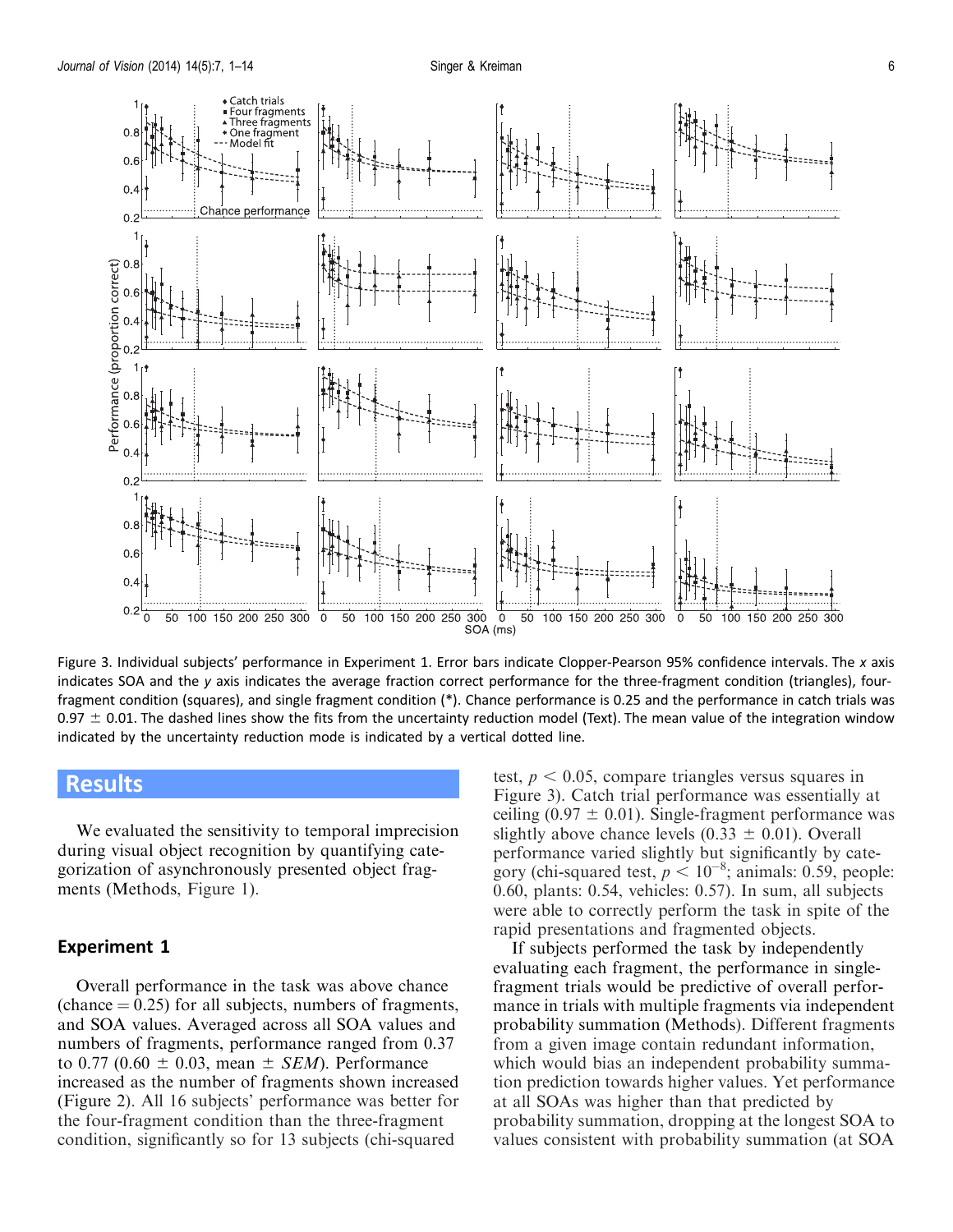Figure 3. Individual subjects' performance in Experiment 1. Error bars indicate Clopper-Pearson 95% confidence intervals. The $x$ axis indicates SOA and the $y$ axis indicates the average fraction correct performance for the three-fragment condition (triangles), four-fragment condition (squares), and single fragment condition (*). Chance performance is 0.25 and the performance in catch trials was $0.97 \pm 0.01$. The dashed lines show the fits from the uncertainty reduction model (Text). The mean value of the integration window indicated by the uncertainty reduction mode is indicated by a vertical dotted line.

# Results

We evaluated the sensitivity to temporal imprecision during visual object recognition by quantifying categorization of asynchronously presented object fragments (Methods, Figure 1).

## Experiment 1

Overall performance in the task was above chance (chance = 0.25) for all subjects, numbers of fragments, and SOA values. Averaged across all SOA values and numbers of fragments, performance ranged from 0.37 to 0.77 ($0.60 \pm 0.03$, mean $\pm$ *SEM*). Performance increased as the number of fragments shown increased (Figure 2). All 16 subjects' performance was better for the four-fragment condition than the three-fragment condition, significantly so for 13 subjects (chi-squared test, $p < 0.05$, compare triangles versus squares in Figure 3). Catch trial performance was essentially at ceiling ($0.97 \pm 0.01$). Single-fragment performance was slightly above chance levels ($0.33 \pm 0.01$). Overall performance varied slightly but significantly by category (chi-squared test, $p < 10^{-8}$; animals: 0.59, people: 0.60, plants: 0.54, vehicles: 0.57). In sum, all subjects were able to correctly perform the task in spite of the rapid presentations and fragmented objects.

If subjects performed the task by independently evaluating each fragment, the performance in single-fragment trials would be predictive of overall performance in trials with multiple fragments via independent probability summation (Methods). Different fragments from a given image contain redundant information, which would bias an independent probability summation prediction towards higher values. Yet performance at all SOAs was higher than that predicted by probability summation, dropping at the longest SOA to values consistent with probability summation (at SOA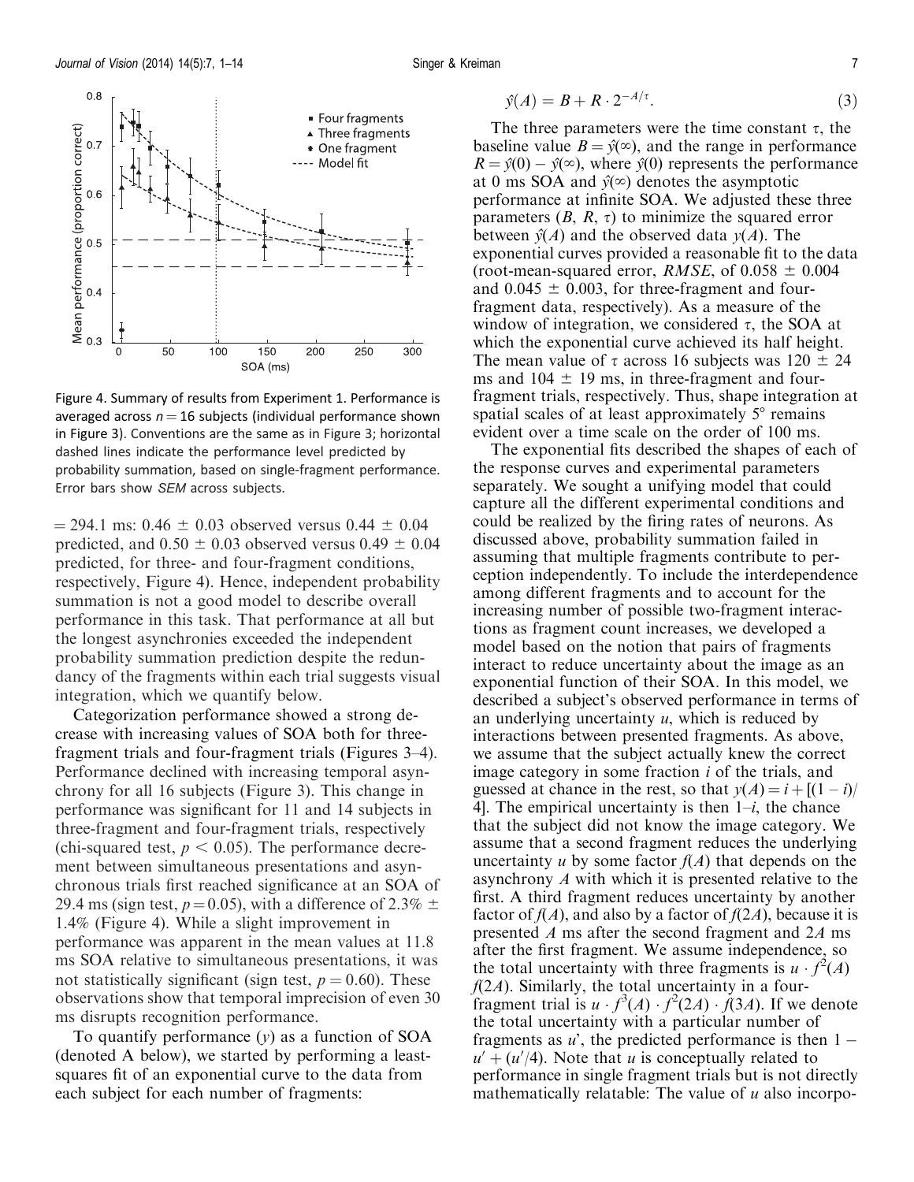Figure 4. Summary of results from Experiment 1. Performance is averaged across $n = 16$ subjects (individual performance shown in Figure 3). Conventions are the same as in Figure 3; horizontal dashed lines indicate the performance level predicted by probability summation, based on single-fragment performance. Error bars show *SEM* across subjects.

= 294.1 ms: 0.46 ± 0.03 observed versus 0.44 ± 0.04 predicted, and 0.50 ± 0.03 observed versus 0.49 ± 0.04 predicted, for three- and four-fragment conditions, respectively, Figure 4). Hence, independent probability summation is not a good model to describe overall performance in this task. That performance at all but the longest asynchronies exceeded the independent probability summation prediction despite the redundancy of the fragments within each trial suggests visual integration, which we quantify below.

Categorization performance showed a strong decrease with increasing values of SOA both for three-fragment trials and four-fragment trials (Figures 3–4). Performance declined with increasing temporal asynchrony for all 16 subjects (Figure 3). This change in performance was significant for 11 and 14 subjects in three-fragment and four-fragment trials, respectively (chi-squared test, $p < 0.05$). The performance decrement between simultaneous presentations and asynchronous trials first reached significance at an SOA of 29.4 ms (sign test, $p = 0.05$), with a difference of 2.3% ± 1.4% (Figure 4). While a slight improvement in performance was apparent in the mean values at 11.8 ms SOA relative to simultaneous presentations, it was not statistically significant (sign test, $p = 0.60$). These observations show that temporal imprecision of even 30 ms disrupts recognition performance.

To quantify performance ($y$) as a function of SOA (denoted A below), we started by performing a least-squares fit of an exponential curve to the data from each subject for each number of fragments:

$$\hat{y}(A) = B + R \cdot 2^{-A/\tau}. \tag{3}$$

The three parameters were the time constant $\tau$, the baseline value $B = \hat{y}(\infty)$, and the range in performance $R = \hat{y}(0) - \hat{y}(\infty)$, where $\hat{y}(0)$ represents the performance at 0 ms SOA and $\hat{y}(\infty)$ denotes the asymptotic performance at infinite SOA. We adjusted these three parameters ($B$, $R$, $\tau$) to minimize the squared error between $\hat{y}(A)$ and the observed data $y(A)$. The exponential curves provided a reasonable fit to the data (root-mean-squared error, *RMSE*, of 0.058 ± 0.004 and 0.045 ± 0.003, for three-fragment and four-fragment data, respectively). As a measure of the window of integration, we considered $\tau$, the SOA at which the exponential curve achieved its half height. The mean value of $\tau$ across 16 subjects was 120 ± 24 ms and 104 ± 19 ms, in three-fragment and four-fragment trials, respectively. Thus, shape integration at spatial scales of at least approximately 5° remains evident over a time scale on the order of 100 ms.

The exponential fits described the shapes of each of the response curves and experimental parameters separately. We sought a unifying model that could capture all the different experimental conditions and could be realized by the firing rates of neurons. As discussed above, probability summation failed in assuming that multiple fragments contribute to perception independently. To include the interdependence among different fragments and to account for the increasing number of possible two-fragment interactions as fragment count increases, we developed a model based on the notion that pairs of fragments interact to reduce uncertainty about the image as an exponential function of their SOA. In this model, we described a subject's observed performance in terms of an underlying uncertainty $u$, which is reduced by interactions between presented fragments. As above, we assume that the subject actually knew the correct image category in some fraction $i$ of the trials, and guessed at chance in the rest, so that $y(A) = i + [(1 - i)/4]$. The empirical uncertainty is then $1 - i$, the chance that the subject did not know the image category. We assume that a second fragment reduces the underlying uncertainty $u$ by some factor $f(A)$ that depends on the asynchrony $A$ with which it is presented relative to the first. A third fragment reduces uncertainty by another factor of $f(A)$, and also by a factor of $f(2A)$, because it is presented $A$ ms after the second fragment and $2A$ ms after the first fragment. We assume independence, so the total uncertainty with three fragments is $u \cdot f^2(A) f(2A)$. Similarly, the total uncertainty in a four-fragment trial is $u \cdot f^3(A) \cdot f^2(2A) \cdot f(3A)$. If we denote the total uncertainty with a particular number of fragments as $u'$, the predicted performance is then $1 - u' + (u'/4)$. Note that $u$ is conceptually related to performance in single fragment trials but is not directly mathematically relatable: The value of $u$ also incorpo-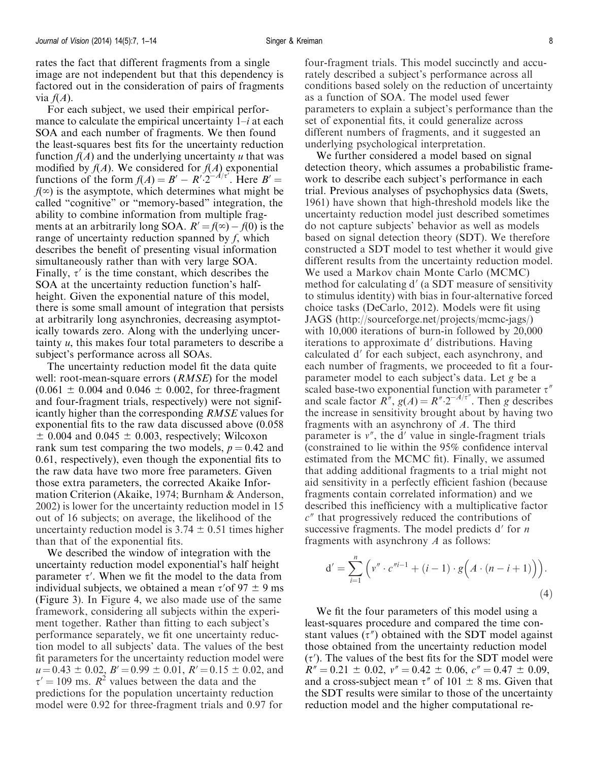rates the fact that different fragments from a single image are not independent but that this dependency is factored out in the consideration of pairs of fragments via $f(A)$.

For each subject, we used their empirical performance to calculate the empirical uncertainty $1{-}i$ at each SOA and each number of fragments. We then found the least-squares best fits for the uncertainty reduction function $f(A)$ and the underlying uncertainty $u$ that was modified by $f(A)$. We considered for $f(A)$ exponential functions of the form $f(A) = B' - R' \cdot 2^{-A/\tau'}$. Here $B' = f(\infty)$ is the asymptote, which determines what might be called "cognitive" or "memory-based" integration, the ability to combine information from multiple fragments at an arbitrarily long SOA. $R' = f(\infty) - f(0)$ is the range of uncertainty reduction spanned by $f$, which describes the benefit of presenting visual information simultaneously rather than with very large SOA. Finally, $\tau'$ is the time constant, which describes the SOA at the uncertainty reduction function's half-height. Given the exponential nature of this model, there is some small amount of integration that persists at arbitrarily long asynchronies, decreasing asymptotically towards zero. Along with the underlying uncertainty $u$, this makes four total parameters to describe a subject's performance across all SOAs.

The uncertainty reduction model fit the data quite well: root-mean-square errors (*RMSE*) for the model ($0.061 \pm 0.004$ and $0.046 \pm 0.002$, for three-fragment and four-fragment trials, respectively) were not significantly higher than the corresponding *RMSE* values for exponential fits to the raw data discussed above ($0.058 \pm 0.004$ and $0.045 \pm 0.003$, respectively; Wilcoxon rank sum test comparing the two models, $p = 0.42$ and $0.61$, respectively), even though the exponential fits to the raw data have two more free parameters. Given those extra parameters, the corrected Akaike Information Criterion (Akaike, 1974; Burnham & Anderson, 2002) is lower for the uncertainty reduction model in 15 out of 16 subjects; on average, the likelihood of the uncertainty reduction model is $3.74 \pm 0.51$ times higher than that of the exponential fits.

We described the window of integration with the uncertainty reduction model exponential's half height parameter $\tau'$. When we fit the model to the data from individual subjects, we obtained a mean $\tau'$ of $97 \pm 9$ ms (Figure 3). In Figure 4, we also made use of the same framework, considering all subjects within the experiment together. Rather than fitting to each subject's performance separately, we fit one uncertainty reduction model to all subjects' data. The values of the best fit parameters for the uncertainty reduction model were $u = 0.43 \pm 0.02$, $B' = 0.99 \pm 0.01$, $R' = 0.15 \pm 0.02$, and $\tau' = 109$ ms. $R^2$ values between the data and the predictions for the population uncertainty reduction model were 0.92 for three-fragment trials and 0.97 for four-fragment trials. This model succinctly and accurately described a subject's performance across all conditions based solely on the reduction of uncertainty as a function of SOA. The model used fewer parameters to explain a subject's performance than the set of exponential fits, it could generalize across different numbers of fragments, and it suggested an underlying psychological interpretation.

We further considered a model based on signal detection theory, which assumes a probabilistic framework to describe each subject's performance in each trial. Previous analyses of psychophysics data (Swets, 1961) have shown that high-threshold models like the uncertainty reduction model just described sometimes do not capture subjects' behavior as well as models based on signal detection theory (SDT). We therefore constructed a SDT model to test whether it would give different results from the uncertainty reduction model. We used a Markov chain Monte Carlo (MCMC) method for calculating d′ (a SDT measure of sensitivity to stimulus identity) with bias in four-alternative forced choice tasks (DeCarlo, 2012). Models were fit using JAGS (http://sourceforge.net/projects/mcmc-jags/) with 10,000 iterations of burn-in followed by 20,000 iterations to approximate d′ distributions. Having calculated d′ for each subject, each asynchrony, and each number of fragments, we proceeded to fit a four-parameter model to each subject's data. Let $g$ be a scaled base-two exponential function with parameter $\tau''$ and scale factor $R''$, $g(A) = R'' \cdot 2^{-A/\tau''}$. Then $g$ describes the increase in sensitivity brought about by having two fragments with an asynchrony of $A$. The third parameter is $v''$, the d′ value in single-fragment trials (constrained to lie within the 95% confidence interval estimated from the MCMC fit). Finally, we assumed that adding additional fragments to a trial might not aid sensitivity in a perfectly efficient fashion (because fragments contain correlated information) and we described this inefficiency with a multiplicative factor $c''$ that progressively reduced the contributions of successive fragments. The model predicts d′ for $n$ fragments with asynchrony $A$ as follows:

$$\mathrm{d}' = \sum_{i=1}^{n} \left( v'' \cdot c''^{\,i-1} + (i-1) \cdot g\Big(A \cdot (n-i+1)\Big) \right). \tag{4}$$

We fit the four parameters of this model using a least-squares procedure and compared the time constant values ($\tau''$) obtained with the SDT model against those obtained from the uncertainty reduction model ($\tau'$). The values of the best fits for the SDT model were $R'' = 0.21 \pm 0.02$, $v'' = 0.42 \pm 0.06$, $c'' = 0.47 \pm 0.09$, and a cross-subject mean $\tau''$ of $101 \pm 8$ ms. Given that the SDT results were similar to those of the uncertainty reduction model and the higher computational re-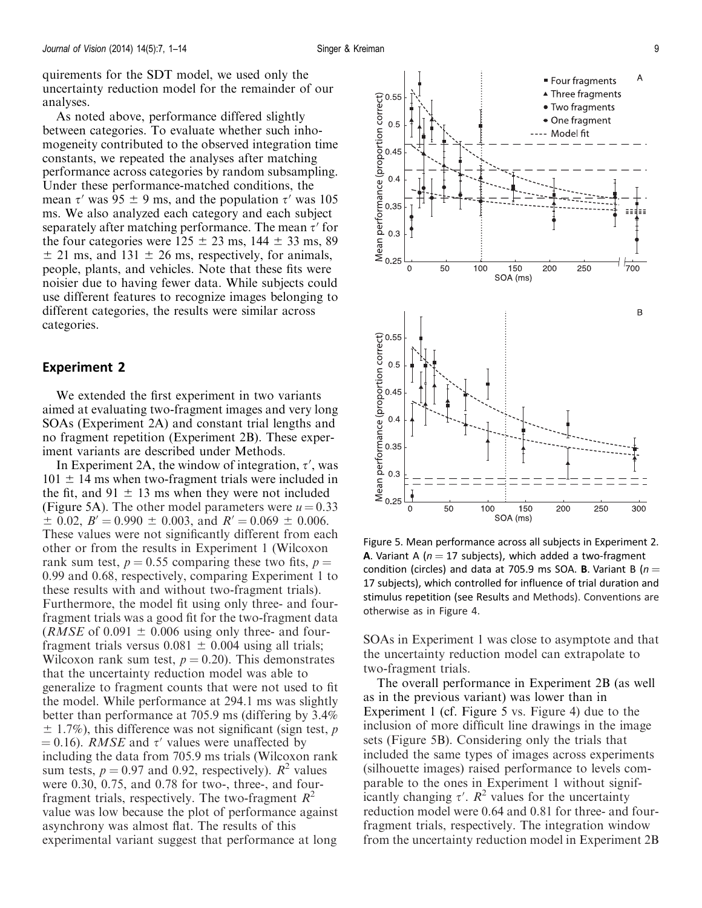quirements for the SDT model, we used only the uncertainty reduction model for the remainder of our analyses.

As noted above, performance differed slightly between categories. To evaluate whether such inhomogeneity contributed to the observed integration time constants, we repeated the analyses after matching performance across categories by random subsampling. Under these performance-matched conditions, the mean $\tau'$ was 95 ± 9 ms, and the population $\tau'$ was 105 ms. We also analyzed each category and each subject separately after matching performance. The mean $\tau'$ for the four categories were 125 ± 23 ms, 144 ± 33 ms, 89 ± 21 ms, and 131 ± 26 ms, respectively, for animals, people, plants, and vehicles. Note that these fits were noisier due to having fewer data. While subjects could use different features to recognize images belonging to different categories, the results were similar across categories.

## Experiment 2

We extended the first experiment in two variants aimed at evaluating two-fragment images and very long SOAs (Experiment 2A) and constant trial lengths and no fragment repetition (Experiment 2B). These experiment variants are described under Methods.

In Experiment 2A, the window of integration, $\tau'$, was 101 ± 14 ms when two-fragment trials were included in the fit, and 91 ± 13 ms when they were not included (Figure 5A). The other model parameters were $u = 0.33 \pm 0.02$, $B' = 0.990 \pm 0.003$, and $R' = 0.069 \pm 0.006$. These values were not significantly different from each other or from the results in Experiment 1 (Wilcoxon rank sum test, $p = 0.55$ comparing these two fits, $p = 0.99$ and 0.68, respectively, comparing Experiment 1 to these results with and without two-fragment trials). Furthermore, the model fit using only three- and four-fragment trials was a good fit for the two-fragment data (*RMSE* of 0.091 ± 0.006 using only three- and four-fragment trials versus 0.081 ± 0.004 using all trials; Wilcoxon rank sum test, $p = 0.20$). This demonstrates that the uncertainty reduction model was able to generalize to fragment counts that were not used to fit the model. While performance at 294.1 ms was slightly better than performance at 705.9 ms (differing by 3.4% ± 1.7%), this difference was not significant (sign test, $p = 0.16$). *RMSE* and $\tau'$ values were unaffected by including the data from 705.9 ms trials (Wilcoxon rank sum tests, $p = 0.97$ and 0.92, respectively). $R^2$ values were 0.30, 0.75, and 0.78 for two-, three-, and four-fragment trials, respectively. The two-fragment $R^2$ value was low because the plot of performance against asynchrony was almost flat. The results of this experimental variant suggest that performance at long SOAs in Experiment 1 was close to asymptote and that the uncertainty reduction model can extrapolate to two-fragment trials.

Figure 5. Mean performance across all subjects in Experiment 2. **A**. Variant A ($n = 17$ subjects), which added a two-fragment condition (circles) and data at 705.9 ms SOA. **B**. Variant B ($n = 17$ subjects), which controlled for influence of trial duration and stimulus repetition (see Results and Methods). Conventions are otherwise as in Figure 4.

The overall performance in Experiment 2B (as well as in the previous variant) was lower than in Experiment 1 (cf. Figure 5 vs. Figure 4) due to the inclusion of more difficult line drawings in the image sets (Figure 5B). Considering only the trials that included the same types of images across experiments (silhouette images) raised performance to levels comparable to the ones in Experiment 1 without significantly changing $\tau'$. $R^2$ values for the uncertainty reduction model were 0.64 and 0.81 for three- and four-fragment trials, respectively. The integration window from the uncertainty reduction model in Experiment 2B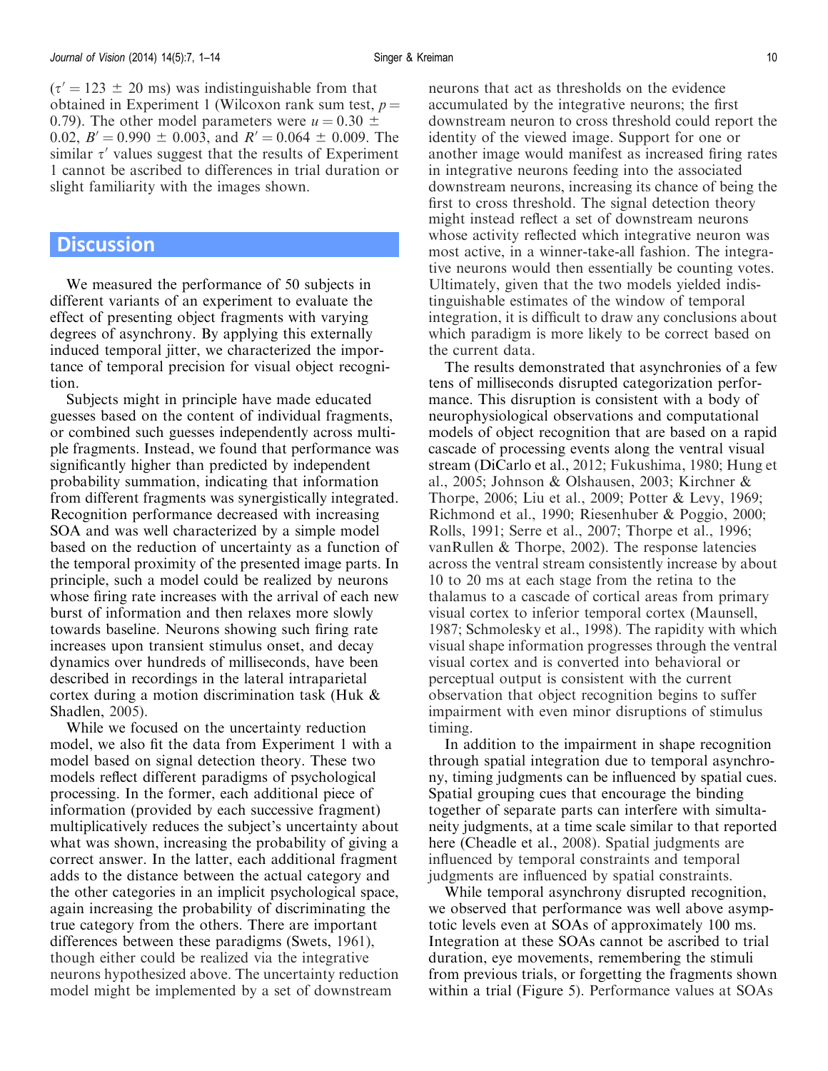($\tau' = 123 \pm 20$ ms) was indistinguishable from that obtained in Experiment 1 (Wilcoxon rank sum test, $p = 0.79$). The other model parameters were $u = 0.30 \pm 0.02$, $B' = 0.990 \pm 0.003$, and $R' = 0.064 \pm 0.009$. The similar $\tau'$ values suggest that the results of Experiment 1 cannot be ascribed to differences in trial duration or slight familiarity with the images shown.

## Discussion

We measured the performance of 50 subjects in different variants of an experiment to evaluate the effect of presenting object fragments with varying degrees of asynchrony. By applying this externally induced temporal jitter, we characterized the importance of temporal precision for visual object recognition.

Subjects might in principle have made educated guesses based on the content of individual fragments, or combined such guesses independently across multiple fragments. Instead, we found that performance was significantly higher than predicted by independent probability summation, indicating that information from different fragments was synergistically integrated. Recognition performance decreased with increasing SOA and was well characterized by a simple model based on the reduction of uncertainty as a function of the temporal proximity of the presented image parts. In principle, such a model could be realized by neurons whose firing rate increases with the arrival of each new burst of information and then relaxes more slowly towards baseline. Neurons showing such firing rate increases upon transient stimulus onset, and decay dynamics over hundreds of milliseconds, have been described in recordings in the lateral intraparietal cortex during a motion discrimination task (Huk & Shadlen, 2005).

While we focused on the uncertainty reduction model, we also fit the data from Experiment 1 with a model based on signal detection theory. These two models reflect different paradigms of psychological processing. In the former, each additional piece of information (provided by each successive fragment) multiplicatively reduces the subject's uncertainty about what was shown, increasing the probability of giving a correct answer. In the latter, each additional fragment adds to the distance between the actual category and the other categories in an implicit psychological space, again increasing the probability of discriminating the true category from the others. There are important differences between these paradigms (Swets, 1961), though either could be realized via the integrative neurons hypothesized above. The uncertainty reduction model might be implemented by a set of downstream neurons that act as thresholds on the evidence accumulated by the integrative neurons; the first downstream neuron to cross threshold could report the identity of the viewed image. Support for one or another image would manifest as increased firing rates in integrative neurons feeding into the associated downstream neurons, increasing its chance of being the first to cross threshold. The signal detection theory might instead reflect a set of downstream neurons whose activity reflected which integrative neuron was most active, in a winner-take-all fashion. The integrative neurons would then essentially be counting votes. Ultimately, given that the two models yielded indistinguishable estimates of the window of temporal integration, it is difficult to draw any conclusions about which paradigm is more likely to be correct based on the current data.

The results demonstrated that asynchronies of a few tens of milliseconds disrupted categorization performance. This disruption is consistent with a body of neurophysiological observations and computational models of object recognition that are based on a rapid cascade of processing events along the ventral visual stream (DiCarlo et al., 2012; Fukushima, 1980; Hung et al., 2005; Johnson & Olshausen, 2003; Kirchner & Thorpe, 2006; Liu et al., 2009; Potter & Levy, 1969; Richmond et al., 1990; Riesenhuber & Poggio, 2000; Rolls, 1991; Serre et al., 2007; Thorpe et al., 1996; vanRullen & Thorpe, 2002). The response latencies across the ventral stream consistently increase by about 10 to 20 ms at each stage from the retina to the thalamus to a cascade of cortical areas from primary visual cortex to inferior temporal cortex (Maunsell, 1987; Schmolesky et al., 1998). The rapidity with which visual shape information progresses through the ventral visual cortex and is converted into behavioral or perceptual output is consistent with the current observation that object recognition begins to suffer impairment with even minor disruptions of stimulus timing.

In addition to the impairment in shape recognition through spatial integration due to temporal asynchrony, timing judgments can be influenced by spatial cues. Spatial grouping cues that encourage the binding together of separate parts can interfere with simultaneity judgments, at a time scale similar to that reported here (Cheadle et al., 2008). Spatial judgments are influenced by temporal constraints and temporal judgments are influenced by spatial constraints.

While temporal asynchrony disrupted recognition, we observed that performance was well above asymptotic levels even at SOAs of approximately 100 ms. Integration at these SOAs cannot be ascribed to trial duration, eye movements, remembering the stimuli from previous trials, or forgetting the fragments shown within a trial (Figure 5). Performance values at SOAs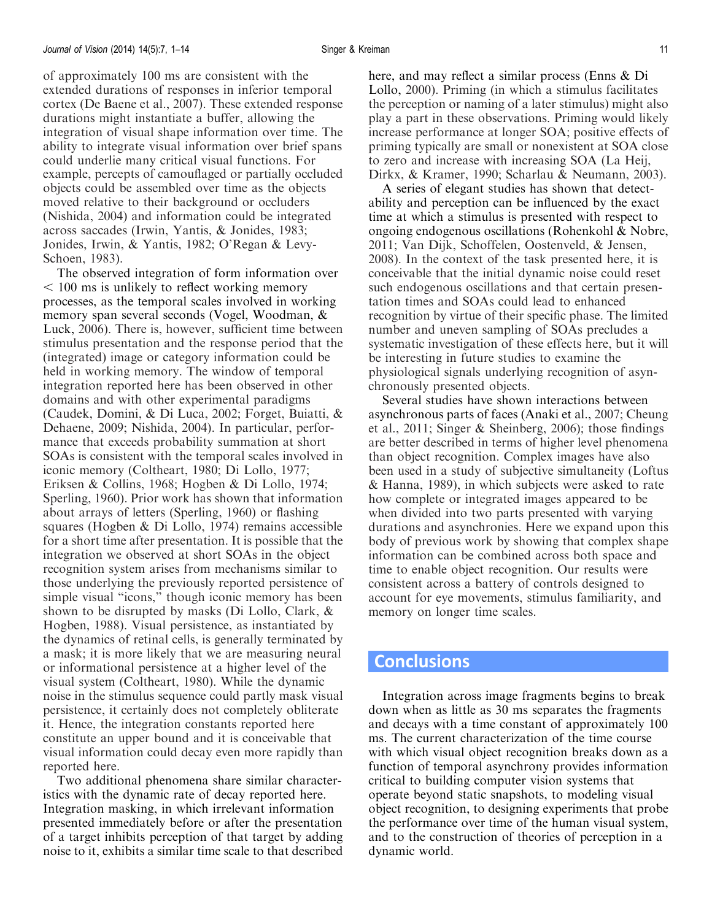of approximately 100 ms are consistent with the extended durations of responses in inferior temporal cortex (De Baene et al., 2007). These extended response durations might instantiate a buffer, allowing the integration of visual shape information over time. The ability to integrate visual information over brief spans could underlie many critical visual functions. For example, percepts of camouflaged or partially occluded objects could be assembled over time as the objects moved relative to their background or occluders (Nishida, 2004) and information could be integrated across saccades (Irwin, Yantis, & Jonides, 1983; Jonides, Irwin, & Yantis, 1982; O'Regan & Levy-Schoen, 1983).

The observed integration of form information over $< 100$ ms is unlikely to reflect working memory processes, as the temporal scales involved in working memory span several seconds (Vogel, Woodman, & Luck, 2006). There is, however, sufficient time between stimulus presentation and the response period that the (integrated) image or category information could be held in working memory. The window of temporal integration reported here has been observed in other domains and with other experimental paradigms (Caudek, Domini, & Di Luca, 2002; Forget, Buiatti, & Dehaene, 2009; Nishida, 2004). In particular, performance that exceeds probability summation at short SOAs is consistent with the temporal scales involved in iconic memory (Coltheart, 1980; Di Lollo, 1977; Eriksen & Collins, 1968; Hogben & Di Lollo, 1974; Sperling, 1960). Prior work has shown that information about arrays of letters (Sperling, 1960) or flashing squares (Hogben & Di Lollo, 1974) remains accessible for a short time after presentation. It is possible that the integration we observed at short SOAs in the object recognition system arises from mechanisms similar to those underlying the previously reported persistence of simple visual "icons," though iconic memory has been shown to be disrupted by masks (Di Lollo, Clark, & Hogben, 1988). Visual persistence, as instantiated by the dynamics of retinal cells, is generally terminated by a mask; it is more likely that we are measuring neural or informational persistence at a higher level of the visual system (Coltheart, 1980). While the dynamic noise in the stimulus sequence could partly mask visual persistence, it certainly does not completely obliterate it. Hence, the integration constants reported here constitute an upper bound and it is conceivable that visual information could decay even more rapidly than reported here.

Two additional phenomena share similar characteristics with the dynamic rate of decay reported here. Integration masking, in which irrelevant information presented immediately before or after the presentation of a target inhibits perception of that target by adding noise to it, exhibits a similar time scale to that described here, and may reflect a similar process (Enns & Di Lollo, 2000). Priming (in which a stimulus facilitates the perception or naming of a later stimulus) might also play a part in these observations. Priming would likely increase performance at longer SOA; positive effects of priming typically are small or nonexistent at SOA close to zero and increase with increasing SOA (La Heij, Dirkx, & Kramer, 1990; Scharlau & Neumann, 2003).

A series of elegant studies has shown that detectability and perception can be influenced by the exact time at which a stimulus is presented with respect to ongoing endogenous oscillations (Rohenkohl & Nobre, 2011; Van Dijk, Schoffelen, Oostenveld, & Jensen, 2008). In the context of the task presented here, it is conceivable that the initial dynamic noise could reset such endogenous oscillations and that certain presentation times and SOAs could lead to enhanced recognition by virtue of their specific phase. The limited number and uneven sampling of SOAs precludes a systematic investigation of these effects here, but it will be interesting in future studies to examine the physiological signals underlying recognition of asynchronously presented objects.

Several studies have shown interactions between asynchronous parts of faces (Anaki et al., 2007; Cheung et al., 2011; Singer & Sheinberg, 2006); those findings are better described in terms of higher level phenomena than object recognition. Complex images have also been used in a study of subjective simultaneity (Loftus & Hanna, 1989), in which subjects were asked to rate how complete or integrated images appeared to be when divided into two parts presented with varying durations and asynchronies. Here we expand upon this body of previous work by showing that complex shape information can be combined across both space and time to enable object recognition. Our results were consistent across a battery of controls designed to account for eye movements, stimulus familiarity, and memory on longer time scales.

## Conclusions

Integration across image fragments begins to break down when as little as 30 ms separates the fragments and decays with a time constant of approximately 100 ms. The current characterization of the time course with which visual object recognition breaks down as a function of temporal asynchrony provides information critical to building computer vision systems that operate beyond static snapshots, to modeling visual object recognition, to designing experiments that probe the performance over time of the human visual system, and to the construction of theories of perception in a dynamic world.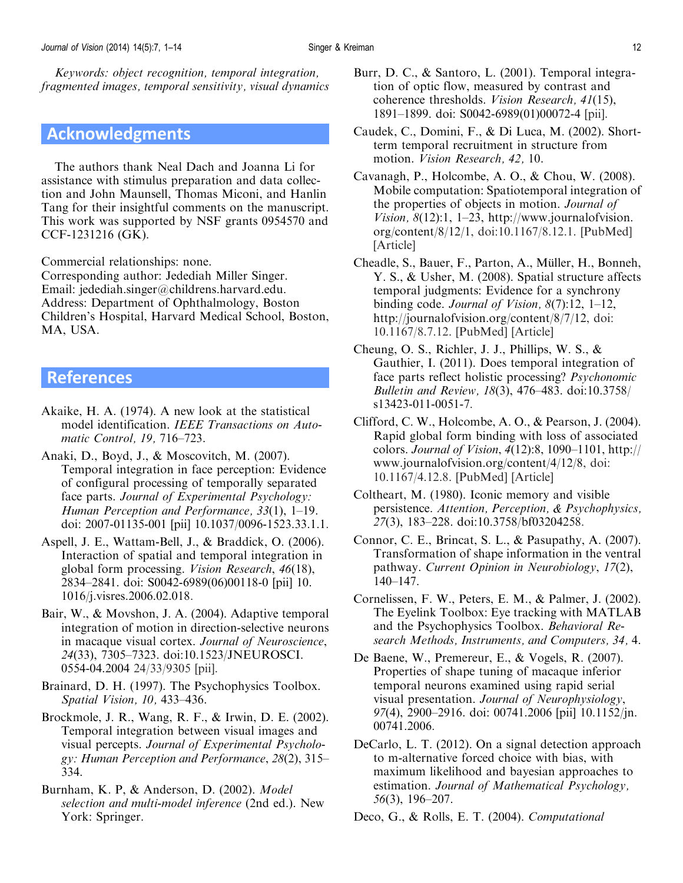*Keywords: object recognition, temporal integration, fragmented images, temporal sensitivity, visual dynamics*

## Acknowledgments

The authors thank Neal Dach and Joanna Li for assistance with stimulus preparation and data collection and John Maunsell, Thomas Miconi, and Hanlin Tang for their insightful comments on the manuscript. This work was supported by NSF grants 0954570 and CCF-1231216 (GK).

Commercial relationships: none.
Corresponding author: Jedediah Miller Singer.
Email: jedediah.singer@childrens.harvard.edu.
Address: Department of Ophthalmology, Boston Children's Hospital, Harvard Medical School, Boston, MA, USA.

## References

Akaike, H. A. (1974). A new look at the statistical model identification. *IEEE Transactions on Automatic Control, 19,* 716–723.

Anaki, D., Boyd, J., & Moscovitch, M. (2007). Temporal integration in face perception: Evidence of configural processing of temporally separated face parts. *Journal of Experimental Psychology: Human Perception and Performance, 33*(1), 1–19. doi: 2007-01135-001 [pii] 10.1037/0096-1523.33.1.1.

Aspell, J. E., Wattam-Bell, J., & Braddick, O. (2006). Interaction of spatial and temporal integration in global form processing. *Vision Research*, *46*(18), 2834–2841. doi: S0042-6989(06)00118-0 [pii] 10.1016/j.visres.2006.02.018.

Bair, W., & Movshon, J. A. (2004). Adaptive temporal integration of motion in direction-selective neurons in macaque visual cortex. *Journal of Neuroscience*, *24*(33), 7305–7323. doi:10.1523/JNEUROSCI.0554-04.2004 24/33/9305 [pii].

Brainard, D. H. (1997). The Psychophysics Toolbox. *Spatial Vision, 10,* 433–436.

Brockmole, J. R., Wang, R. F., & Irwin, D. E. (2002). Temporal integration between visual images and visual percepts. *Journal of Experimental Psychology: Human Perception and Performance*, *28*(2), 315–334.

Burnham, K. P, & Anderson, D. (2002). *Model selection and multi-model inference* (2nd ed.). New York: Springer.

Burr, D. C., & Santoro, L. (2001). Temporal integration of optic flow, measured by contrast and coherence thresholds. *Vision Research, 41*(15), 1891–1899. doi: S0042-6989(01)00072-4 [pii].

Caudek, C., Domini, F., & Di Luca, M. (2002). Short-term temporal recruitment in structure from motion. *Vision Research, 42,* 10.

Cavanagh, P., Holcombe, A. O., & Chou, W. (2008). Mobile computation: Spatiotemporal integration of the properties of objects in motion. *Journal of Vision, 8*(12):1, 1–23, http://www.journalofvision.org/content/8/12/1, doi:10.1167/8.12.1. [PubMed] [Article]

Cheadle, S., Bauer, F., Parton, A., Müller, H., Bonneh, Y. S., & Usher, M. (2008). Spatial structure affects temporal judgments: Evidence for a synchrony binding code. *Journal of Vision, 8*(7):12, 1–12, http://journalofvision.org/content/8/7/12, doi: 10.1167/8.7.12. [PubMed] [Article]

Cheung, O. S., Richler, J. J., Phillips, W. S., & Gauthier, I. (2011). Does temporal integration of face parts reflect holistic processing? *Psychonomic Bulletin and Review, 18*(3), 476–483. doi:10.3758/s13423-011-0051-7.

Clifford, C. W., Holcombe, A. O., & Pearson, J. (2004). Rapid global form binding with loss of associated colors. *Journal of Vision*, *4*(12):8, 1090–1101, http://www.journalofvision.org/content/4/12/8, doi: 10.1167/4.12.8. [PubMed] [Article]

Coltheart, M. (1980). Iconic memory and visible persistence. *Attention, Perception, & Psychophysics, 27*(3), 183–228. doi:10.3758/bf03204258.

Connor, C. E., Brincat, S. L., & Pasupathy, A. (2007). Transformation of shape information in the ventral pathway. *Current Opinion in Neurobiology*, *17*(2), 140–147.

Cornelissen, F. W., Peters, E. M., & Palmer, J. (2002). The Eyelink Toolbox: Eye tracking with MATLAB and the Psychophysics Toolbox. *Behavioral Research Methods, Instruments, and Computers, 34,* 4.

De Baene, W., Premereur, E., & Vogels, R. (2007). Properties of shape tuning of macaque inferior temporal neurons examined using rapid serial visual presentation. *Journal of Neurophysiology*, *97*(4), 2900–2916. doi: 00741.2006 [pii] 10.1152/jn.00741.2006.

DeCarlo, L. T. (2012). On a signal detection approach to m-alternative forced choice with bias, with maximum likelihood and bayesian approaches to estimation. *Journal of Mathematical Psychology, 56*(3), 196–207.

Deco, G., & Rolls, E. T. (2004). *Computational*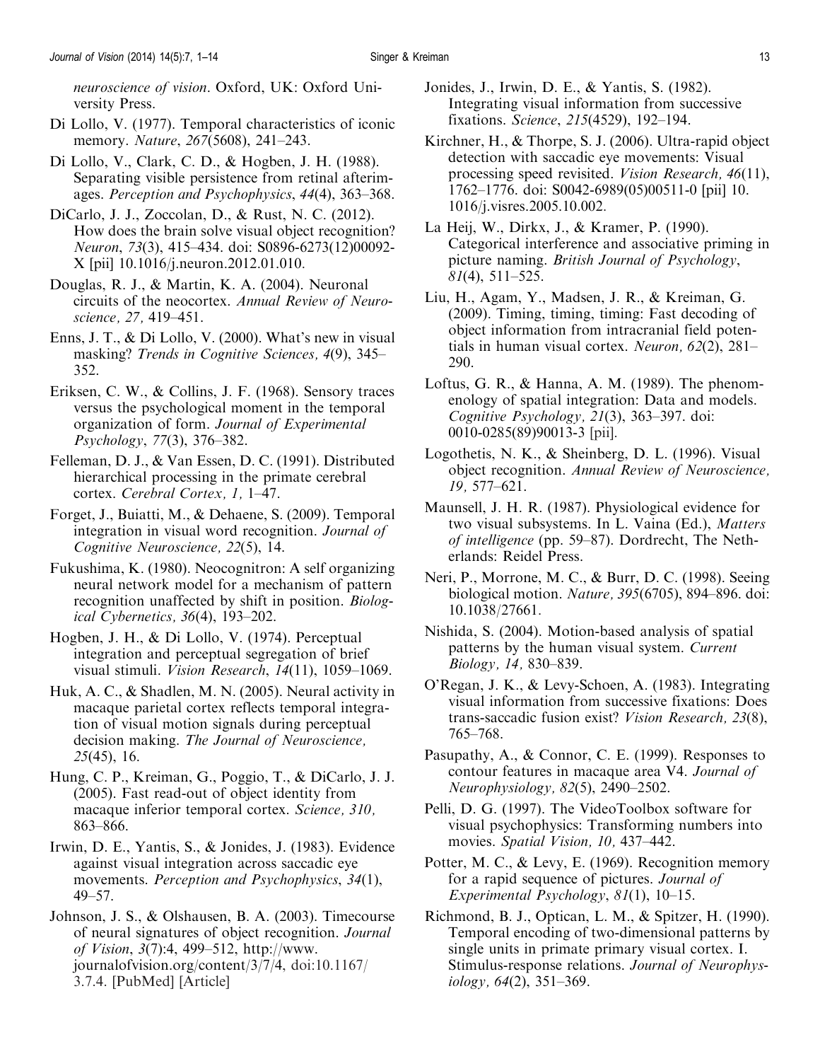neuroscience of vision. Oxford, UK: Oxford University Press.

Di Lollo, V. (1977). Temporal characteristics of iconic memory. *Nature*, *267*(5608), 241–243.

Di Lollo, V., Clark, C. D., & Hogben, J. H. (1988). Separating visible persistence from retinal afterimages. *Perception and Psychophysics*, *44*(4), 363–368.

DiCarlo, J. J., Zoccolan, D., & Rust, N. C. (2012). How does the brain solve visual object recognition? *Neuron*, *73*(3), 415–434. doi: S0896-6273(12)00092-X [pii] 10.1016/j.neuron.2012.01.010.

Douglas, R. J., & Martin, K. A. (2004). Neuronal circuits of the neocortex. *Annual Review of Neuroscience, 27,* 419–451.

Enns, J. T., & Di Lollo, V. (2000). What's new in visual masking? *Trends in Cognitive Sciences, 4*(9), 345–352.

Eriksen, C. W., & Collins, J. F. (1968). Sensory traces versus the psychological moment in the temporal organization of form. *Journal of Experimental Psychology*, *77*(3), 376–382.

Felleman, D. J., & Van Essen, D. C. (1991). Distributed hierarchical processing in the primate cerebral cortex. *Cerebral Cortex, 1,* 1–47.

Forget, J., Buiatti, M., & Dehaene, S. (2009). Temporal integration in visual word recognition. *Journal of Cognitive Neuroscience, 22*(5), 14.

Fukushima, K. (1980). Neocognitron: A self organizing neural network model for a mechanism of pattern recognition unaffected by shift in position. *Biological Cybernetics, 36*(4), 193–202.

Hogben, J. H., & Di Lollo, V. (1974). Perceptual integration and perceptual segregation of brief visual stimuli. *Vision Research*, *14*(11), 1059–1069.

Huk, A. C., & Shadlen, M. N. (2005). Neural activity in macaque parietal cortex reflects temporal integration of visual motion signals during perceptual decision making. *The Journal of Neuroscience, 25*(45), 16.

Hung, C. P., Kreiman, G., Poggio, T., & DiCarlo, J. J. (2005). Fast read-out of object identity from macaque inferior temporal cortex. *Science, 310,* 863–866.

Irwin, D. E., Yantis, S., & Jonides, J. (1983). Evidence against visual integration across saccadic eye movements. *Perception and Psychophysics*, *34*(1), 49–57.

Johnson, J. S., & Olshausen, B. A. (2003). Timecourse of neural signatures of object recognition. *Journal of Vision*, *3*(7):4, 499–512, http://www.journalofvision.org/content/3/7/4, doi:10.1167/3.7.4. [PubMed] [Article]

Jonides, J., Irwin, D. E., & Yantis, S. (1982). Integrating visual information from successive fixations. *Science*, *215*(4529), 192–194.

Kirchner, H., & Thorpe, S. J. (2006). Ultra-rapid object detection with saccadic eye movements: Visual processing speed revisited. *Vision Research, 46*(11), 1762–1776. doi: S0042-6989(05)00511-0 [pii] 10.1016/j.visres.2005.10.002.

La Heij, W., Dirkx, J., & Kramer, P. (1990). Categorical interference and associative priming in picture naming. *British Journal of Psychology*, *81*(4), 511–525.

Liu, H., Agam, Y., Madsen, J. R., & Kreiman, G. (2009). Timing, timing, timing: Fast decoding of object information from intracranial field potentials in human visual cortex. *Neuron, 62*(2), 281–290.

Loftus, G. R., & Hanna, A. M. (1989). The phenomenology of spatial integration: Data and models. *Cognitive Psychology, 21*(3), 363–397. doi: 0010-0285(89)90013-3 [pii].

Logothetis, N. K., & Sheinberg, D. L. (1996). Visual object recognition. *Annual Review of Neuroscience, 19,* 577–621.

Maunsell, J. H. R. (1987). Physiological evidence for two visual subsystems. In L. Vaina (Ed.), *Matters of intelligence* (pp. 59–87). Dordrecht, The Netherlands: Reidel Press.

Neri, P., Morrone, M. C., & Burr, D. C. (1998). Seeing biological motion. *Nature, 395*(6705), 894–896. doi: 10.1038/27661.

Nishida, S. (2004). Motion-based analysis of spatial patterns by the human visual system. *Current Biology, 14,* 830–839.

O'Regan, J. K., & Levy-Schoen, A. (1983). Integrating visual information from successive fixations: Does trans-saccadic fusion exist? *Vision Research, 23*(8), 765–768.

Pasupathy, A., & Connor, C. E. (1999). Responses to contour features in macaque area V4. *Journal of Neurophysiology, 82*(5), 2490–2502.

Pelli, D. G. (1997). The VideoToolbox software for visual psychophysics: Transforming numbers into movies. *Spatial Vision, 10,* 437–442.

Potter, M. C., & Levy, E. (1969). Recognition memory for a rapid sequence of pictures. *Journal of Experimental Psychology*, *81*(1), 10–15.

Richmond, B. J., Optican, L. M., & Spitzer, H. (1990). Temporal encoding of two-dimensional patterns by single units in primate primary visual cortex. I. Stimulus-response relations. *Journal of Neurophysiology, 64*(2), 351–369.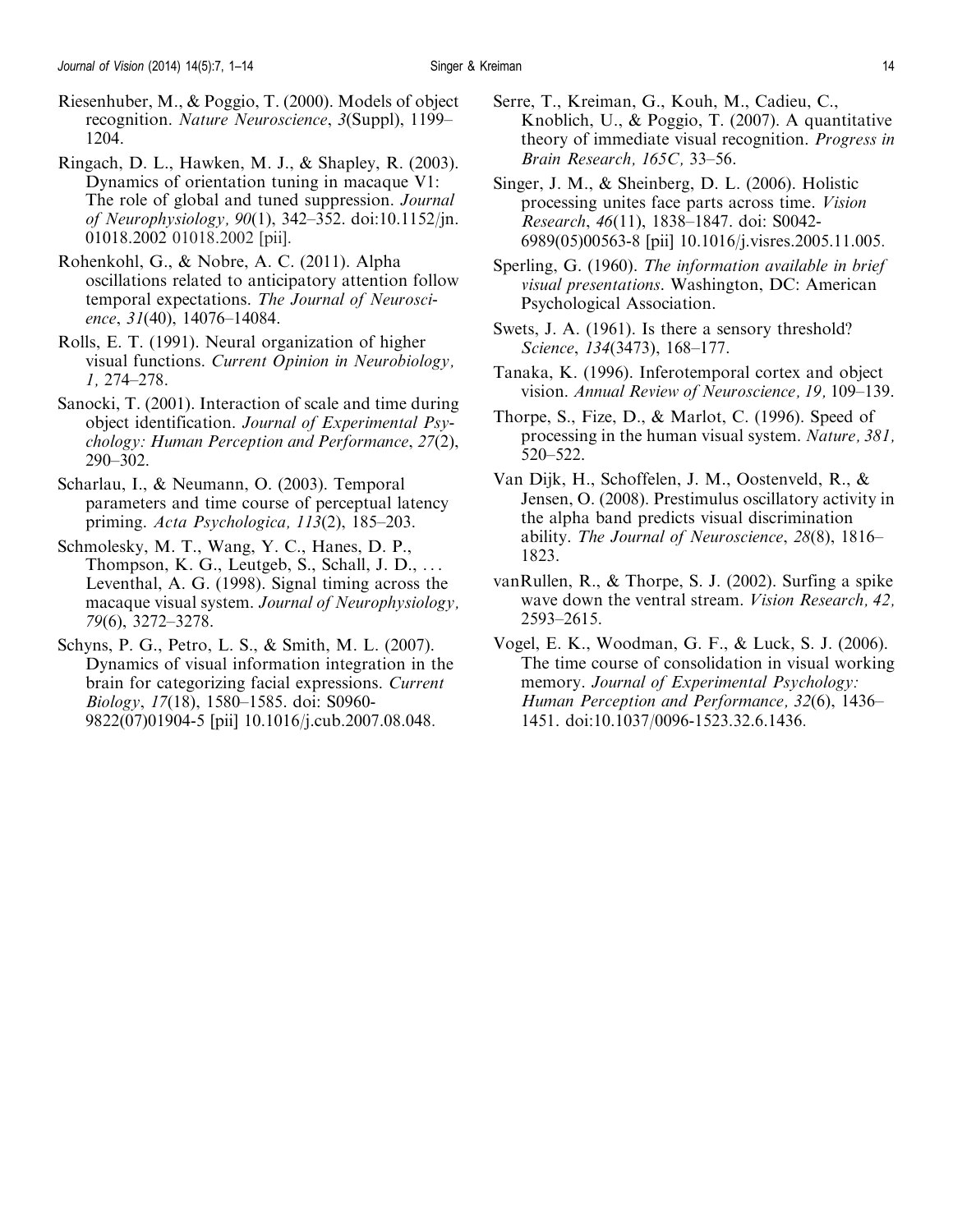Riesenhuber, M., & Poggio, T. (2000). Models of object recognition. *Nature Neuroscience*, *3*(Suppl), 1199–1204.

Ringach, D. L., Hawken, M. J., & Shapley, R. (2003). Dynamics of orientation tuning in macaque V1: The role of global and tuned suppression. *Journal of Neurophysiology, 90*(1), 342–352. doi:10.1152/jn.01018.2002 01018.2002 [pii].

Rohenkohl, G., & Nobre, A. C. (2011). Alpha oscillations related to anticipatory attention follow temporal expectations. *The Journal of Neuroscience*, *31*(40), 14076–14084.

Rolls, E. T. (1991). Neural organization of higher visual functions. *Current Opinion in Neurobiology, 1,* 274–278.

Sanocki, T. (2001). Interaction of scale and time during object identification. *Journal of Experimental Psychology: Human Perception and Performance*, *27*(2), 290–302.

Scharlau, I., & Neumann, O. (2003). Temporal parameters and time course of perceptual latency priming. *Acta Psychologica, 113*(2), 185–203.

Schmolesky, M. T., Wang, Y. C., Hanes, D. P., Thompson, K. G., Leutgeb, S., Schall, J. D., ... Leventhal, A. G. (1998). Signal timing across the macaque visual system. *Journal of Neurophysiology, 79*(6), 3272–3278.

Schyns, P. G., Petro, L. S., & Smith, M. L. (2007). Dynamics of visual information integration in the brain for categorizing facial expressions. *Current Biology*, *17*(18), 1580–1585. doi: S0960-9822(07)01904-5 [pii] 10.1016/j.cub.2007.08.048.

Serre, T., Kreiman, G., Kouh, M., Cadieu, C., Knoblich, U., & Poggio, T. (2007). A quantitative theory of immediate visual recognition. *Progress in Brain Research, 165C,* 33–56.

Singer, J. M., & Sheinberg, D. L. (2006). Holistic processing unites face parts across time. *Vision Research*, *46*(11), 1838–1847. doi: S0042-6989(05)00563-8 [pii] 10.1016/j.visres.2005.11.005.

Sperling, G. (1960). *The information available in brief visual presentations*. Washington, DC: American Psychological Association.

Swets, J. A. (1961). Is there a sensory threshold? *Science*, *134*(3473), 168–177.

Tanaka, K. (1996). Inferotemporal cortex and object vision. *Annual Review of Neuroscience, 19,* 109–139.

Thorpe, S., Fize, D., & Marlot, C. (1996). Speed of processing in the human visual system. *Nature, 381,* 520–522.

Van Dijk, H., Schoffelen, J. M., Oostenveld, R., & Jensen, O. (2008). Prestimulus oscillatory activity in the alpha band predicts visual discrimination ability. *The Journal of Neuroscience*, *28*(8), 1816–1823.

vanRullen, R., & Thorpe, S. J. (2002). Surfing a spike wave down the ventral stream. *Vision Research, 42,* 2593–2615.

Vogel, E. K., Woodman, G. F., & Luck, S. J. (2006). The time course of consolidation in visual working memory. *Journal of Experimental Psychology: Human Perception and Performance, 32*(6), 1436–1451. doi:10.1037/0096-1523.32.6.1436.